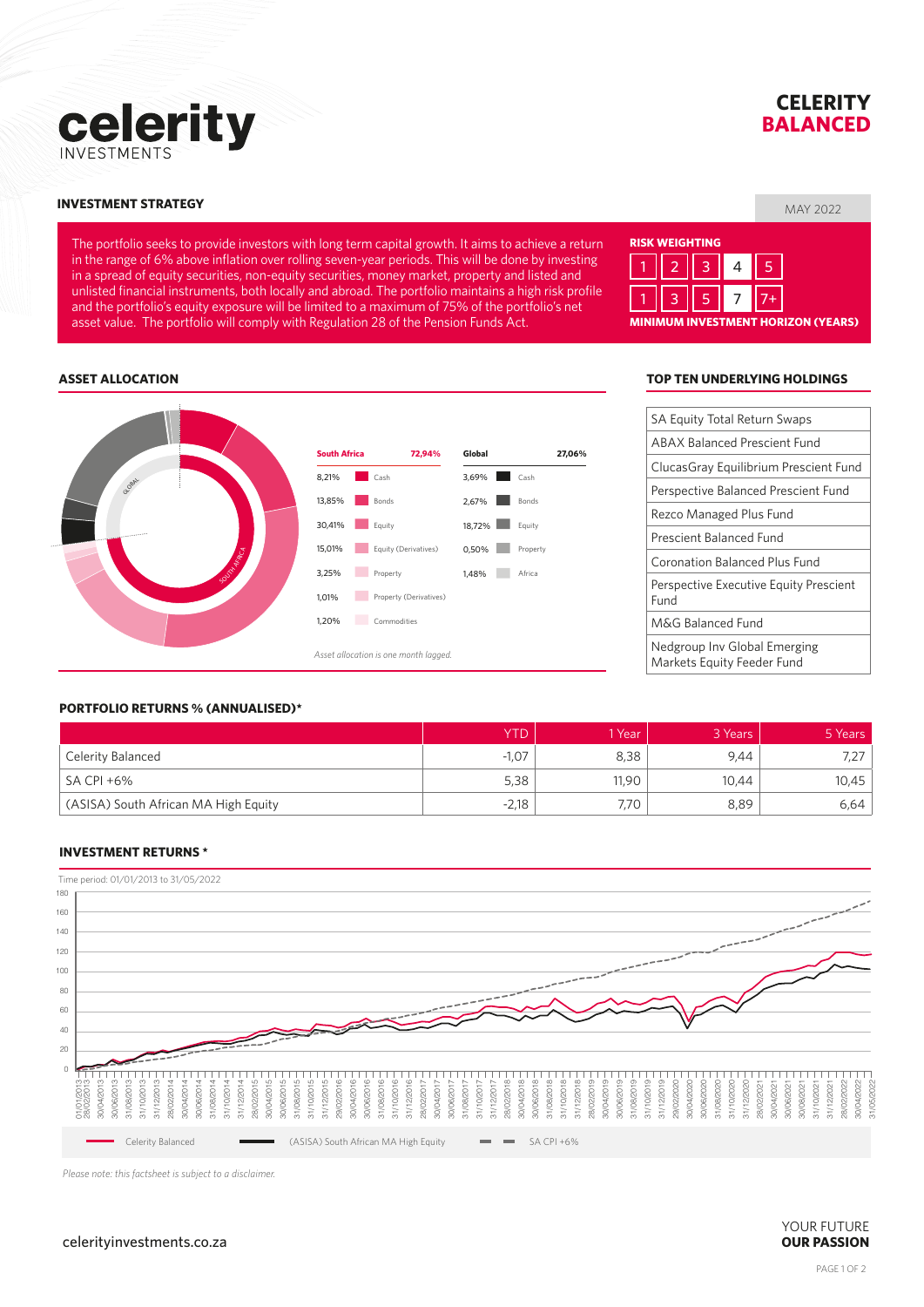celerity INVESTMENTS

# CELERITY BALANCED

MAY 2022

## INVESTMENT STRATEGY

The portfolio seeks to provide investors with long term capital growth. It aims to achieve a return in the range of 6% above inflation over rolling seven-year periods. This will be done by investing in a spread of equity securities, non-equity securities, money market, property and listed and unlisted financial instruments, both locally and abroad. The portfolio maintains a high risk profile and the portfolio's equity exposure will be limited to a maximum of 75% of the portfolio's net asset value. The portfolio will comply with Regulation 28 of the Pension Funds Act.

**RISK WEIGHTING**

1 | 2 | 3 | 4 | 5

1 | 3 | 5 | 7 | 7+

**MINIMUM INVESTMENT HORIZON (YEARS)**

## ASSET ALLOCATION

| South Africa | 72,94% |
|---|---|
| 8,21% | Cash |
| 13,85% | Bonds |
| 30,41% | Equity |
| 15,01% | Equity (Derivatives) |
| 3,25% | Property |
| 1,01% | Property (Derivatives) |
| 1,20% | Commodities |

| Global | 27,06% |
|---|---|
| 3,69% | Cash |
| 2,67% | Bonds |
| 18,72% | Equity |
| 0,50% | Property |
| 1,48% | Africa |

*Asset allocation is one month lagged.*

## TOP TEN UNDERLYING HOLDINGS

- SA Equity Total Return Swaps
- ABAX Balanced Prescient Fund
- ClucasGray Equilibrium Prescient Fund
- Perspective Balanced Prescient Fund
- Rezco Managed Plus Fund
- Prescient Balanced Fund
- Coronation Balanced Plus Fund
- Perspective Executive Equity Prescient Fund
- M&G Balanced Fund
- Nedgroup Inv Global Emerging Markets Equity Feeder Fund

## PORTFOLIO RETURNS % (ANNUALISED)*

| | YTD | 1 Year | 3 Years | 5 Years |
|---|---|---|---|---|
| Celerity Balanced | -1,07 | 8,38 | 9,44 | 7,27 |
| SA CPI +6% | 5,38 | 11,90 | 10,44 | 10,45 |
| (ASISA) South African MA High Equity | -2,18 | 7,70 | 8,89 | 6,64 |

## INVESTMENT RETURNS *

Time period: 01/01/2013 to 31/05/2022

Legend: Celerity Balanced; (ASISA) South African MA High Equity; SA CPI +6%

*Please note: this factsheet is subject to a disclaimer.*

celerityinvestments.co.za

YOUR FUTURE **OUR PASSION**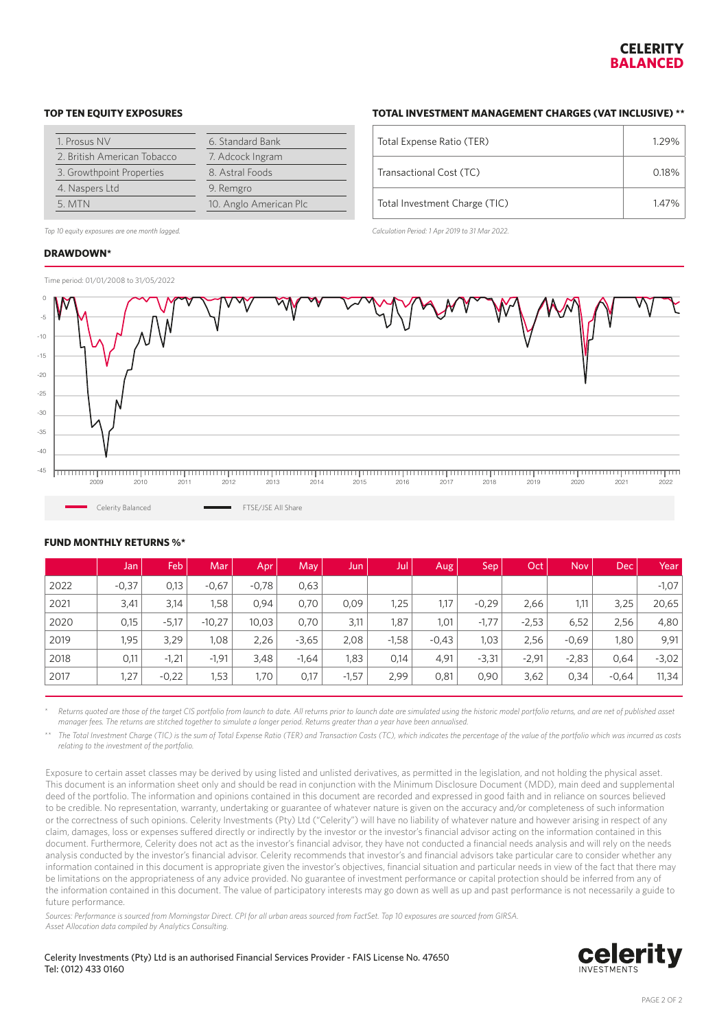**CELERITY BALANCED**

### TOP TEN EQUITY EXPOSURES

| | |
|---|---|
| 1. Prosus NV | 6. Standard Bank |
| 2. British American Tobacco | 7. Adcock Ingram |
| 3. Growthpoint Properties | 8. Astral Foods |
| 4. Naspers Ltd | 9. Remgro |
| 5. MTN | 10. Anglo American Plc |

*Top 10 equity exposures are one month lagged.*

### TOTAL INVESTMENT MANAGEMENT CHARGES (VAT INCLUSIVE) **

| | |
|---|---|
| Total Expense Ratio (TER) | 1.29% |
| Transactional Cost (TC) | 0.18% |
| Total Investment Charge (TIC) | 1.47% |

*Calculation Period: 1 Apr 2019 to 31 Mar 2022.*

### DRAWDOWN*

Time period: 01/01/2008 to 31/05/2022

0
-5
-10
-15
-20
-25
-30
-35
-40
-45

2009 2010 2011 2012 2013 2014 2015 2016 2017 2018 2019 2020 2021 2022

Celerity Balanced
FTSE/JSE All Share

### FUND MONTHLY RETURNS %*

| | Jan | Feb | Mar | Apr | May | Jun | Jul | Aug | Sep | Oct | Nov | Dec | Year |
|---|---|---|---|---|---|---|---|---|---|---|---|---|---|
| 2022 | -0,37 | 0,13 | -0,67 | -0,78 | 0,63 | | | | | | | | -1,07 |
| 2021 | 3,41 | 3,14 | 1,58 | 0,94 | 0,70 | 0,09 | 1,25 | 1,17 | -0,29 | 2,66 | 1,11 | 3,25 | 20,65 |
| 2020 | 0,15 | -5,17 | -10,27 | 10,03 | 0,70 | 3,11 | 1,87 | 1,01 | -1,77 | -2,53 | 6,52 | 2,56 | 4,80 |
| 2019 | 1,95 | 3,29 | 1,08 | 2,26 | -3,65 | 2,08 | -1,58 | -0,43 | 1,03 | 2,56 | -0,69 | 1,80 | 9,91 |
| 2018 | 0,11 | -1,21 | -1,91 | 3,48 | -1,64 | 1,83 | 0,14 | 4,91 | -3,31 | -2,91 | -2,83 | 0,64 | -3,02 |
| 2017 | 1,27 | -0,22 | 1,53 | 1,70 | 0,17 | -1,57 | 2,99 | 0,81 | 0,90 | 3,62 | 0,34 | -0,64 | 11,34 |

\* *Returns quoted are those of the target CIS portfolio from launch to date. All returns prior to launch date are simulated using the historic model portfolio returns, and are net of published asset manager fees. The returns are stitched together to simulate a longer period. Returns greater than a year have been annualised.*

** *The Total Investment Charge (TIC) is the sum of Total Expense Ratio (TER) and Transaction Costs (TC), which indicates the percentage of the value of the portfolio which was incurred as costs relating to the investment of the portfolio.*

Exposure to certain asset classes may be derived by using listed and unlisted derivatives, as permitted in the legislation, and not holding the physical asset. This document is an information sheet only and should be read in conjunction with the Minimum Disclosure Document (MDD), main deed and supplemental deed of the portfolio. The information and opinions contained in this document are recorded and expressed in good faith and in reliance on sources believed to be credible. No representation, warranty, undertaking or guarantee of whatever nature is given on the accuracy and/or completeness of such information or the correctness of such opinions. Celerity Investments (Pty) Ltd ("Celerity") will have no liability of whatever nature and however arising in respect of any claim, damages, loss or expenses suffered directly or indirectly by the investor or the investor's financial advisor acting on the information contained in this document. Furthermore, Celerity does not act as the investor's financial advisor, they have not conducted a financial needs analysis and will rely on the needs analysis conducted by the investor's financial advisor. Celerity recommends that investor's and financial advisors take particular care to consider whether any information contained in this document is appropriate given the investor's objectives, financial situation and particular needs in view of the fact that there may be limitations on the appropriateness of any advice provided. No guarantee of investment performance or capital protection should be inferred from any of the information contained in this document. The value of participatory interests may go down as well as up and past performance is not necessarily a guide to future performance.

*Sources: Performance is sourced from Morningstar Direct. CPI for all urban areas sourced from FactSet. Top 10 exposures are sourced from GIRSA. Asset Allocation data compiled by Analytics Consulting.*

Celerity Investments (Pty) Ltd is an authorised Financial Services Provider - FAIS License No. 47650
Tel: (012) 433 0160

celerity INVESTMENTS